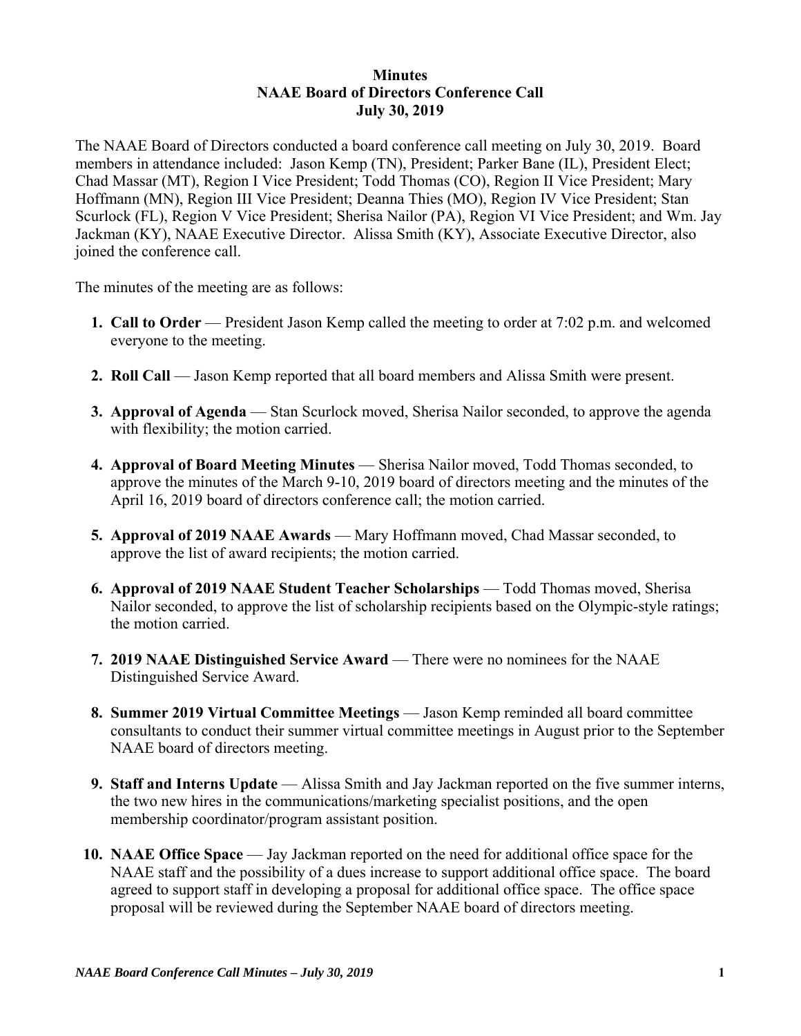**Minutes**
**NAAE Board of Directors Conference Call**
**July 30, 2019**

The NAAE Board of Directors conducted a board conference call meeting on July 30, 2019. Board members in attendance included: Jason Kemp (TN), President; Parker Bane (IL), President Elect; Chad Massar (MT), Region I Vice President; Todd Thomas (CO), Region II Vice President; Mary Hoffmann (MN), Region III Vice President; Deanna Thies (MO), Region IV Vice President; Stan Scurlock (FL), Region V Vice President; Sherisa Nailor (PA), Region VI Vice President; and Wm. Jay Jackman (KY), NAAE Executive Director. Alissa Smith (KY), Associate Executive Director, also joined the conference call.

The minutes of the meeting are as follows:

1. **Call to Order** — President Jason Kemp called the meeting to order at 7:02 p.m. and welcomed everyone to the meeting.

2. **Roll Call** — Jason Kemp reported that all board members and Alissa Smith were present.

3. **Approval of Agenda** — Stan Scurlock moved, Sherisa Nailor seconded, to approve the agenda with flexibility; the motion carried.

4. **Approval of Board Meeting Minutes** — Sherisa Nailor moved, Todd Thomas seconded, to approve the minutes of the March 9-10, 2019 board of directors meeting and the minutes of the April 16, 2019 board of directors conference call; the motion carried.

5. **Approval of 2019 NAAE Awards** — Mary Hoffmann moved, Chad Massar seconded, to approve the list of award recipients; the motion carried.

6. **Approval of 2019 NAAE Student Teacher Scholarships** — Todd Thomas moved, Sherisa Nailor seconded, to approve the list of scholarship recipients based on the Olympic-style ratings; the motion carried.

7. **2019 NAAE Distinguished Service Award** — There were no nominees for the NAAE Distinguished Service Award.

8. **Summer 2019 Virtual Committee Meetings** — Jason Kemp reminded all board committee consultants to conduct their summer virtual committee meetings in August prior to the September NAAE board of directors meeting.

9. **Staff and Interns Update** — Alissa Smith and Jay Jackman reported on the five summer interns, the two new hires in the communications/marketing specialist positions, and the open membership coordinator/program assistant position.

10. **NAAE Office Space** — Jay Jackman reported on the need for additional office space for the NAAE staff and the possibility of a dues increase to support additional office space. The board agreed to support staff in developing a proposal for additional office space. The office space proposal will be reviewed during the September NAAE board of directors meeting.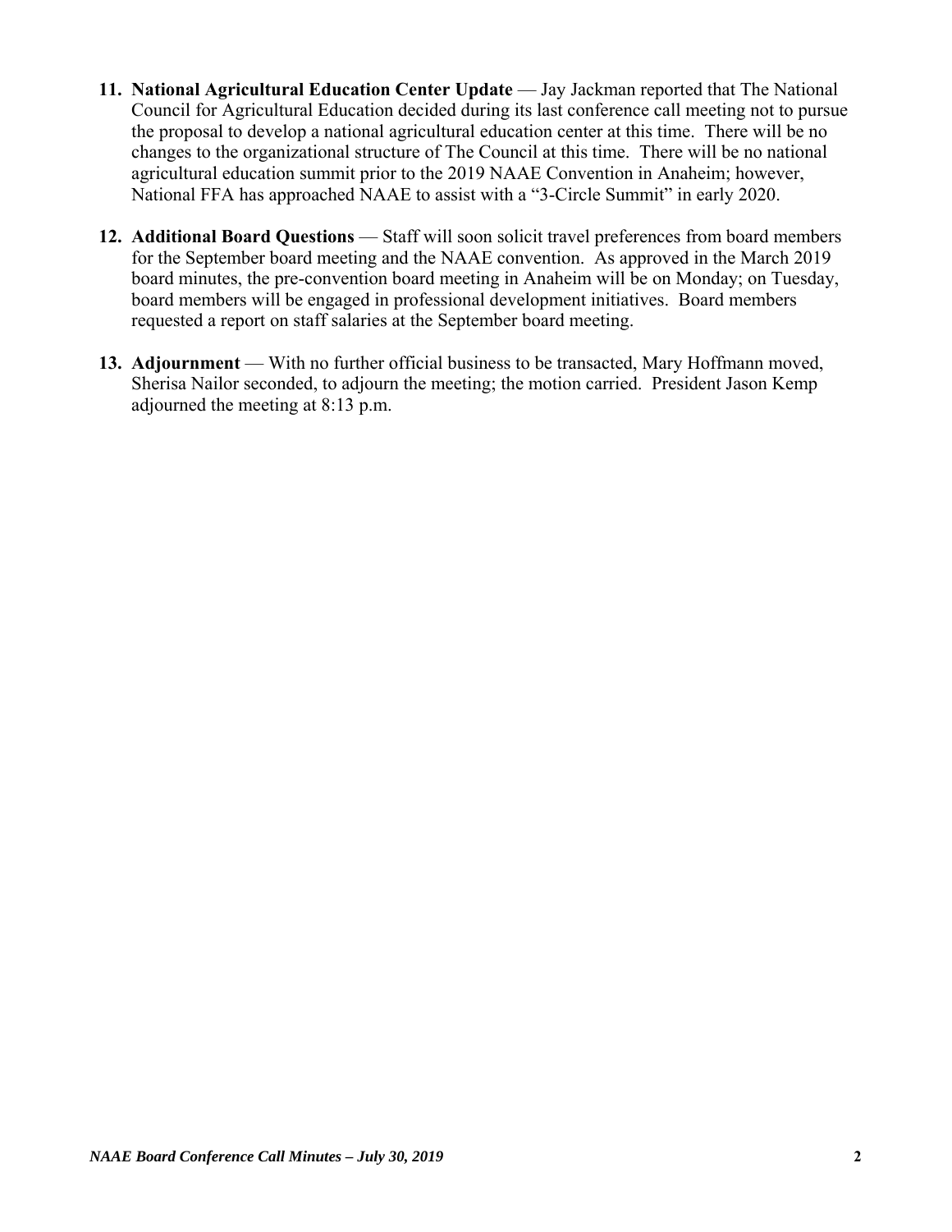11. **National Agricultural Education Center Update** — Jay Jackman reported that The National Council for Agricultural Education decided during its last conference call meeting not to pursue the proposal to develop a national agricultural education center at this time. There will be no changes to the organizational structure of The Council at this time. There will be no national agricultural education summit prior to the 2019 NAAE Convention in Anaheim; however, National FFA has approached NAAE to assist with a "3-Circle Summit" in early 2020.

12. **Additional Board Questions** — Staff will soon solicit travel preferences from board members for the September board meeting and the NAAE convention. As approved in the March 2019 board minutes, the pre-convention board meeting in Anaheim will be on Monday; on Tuesday, board members will be engaged in professional development initiatives. Board members requested a report on staff salaries at the September board meeting.

13. **Adjournment** — With no further official business to be transacted, Mary Hoffmann moved, Sherisa Nailor seconded, to adjourn the meeting; the motion carried. President Jason Kemp adjourned the meeting at 8:13 p.m.